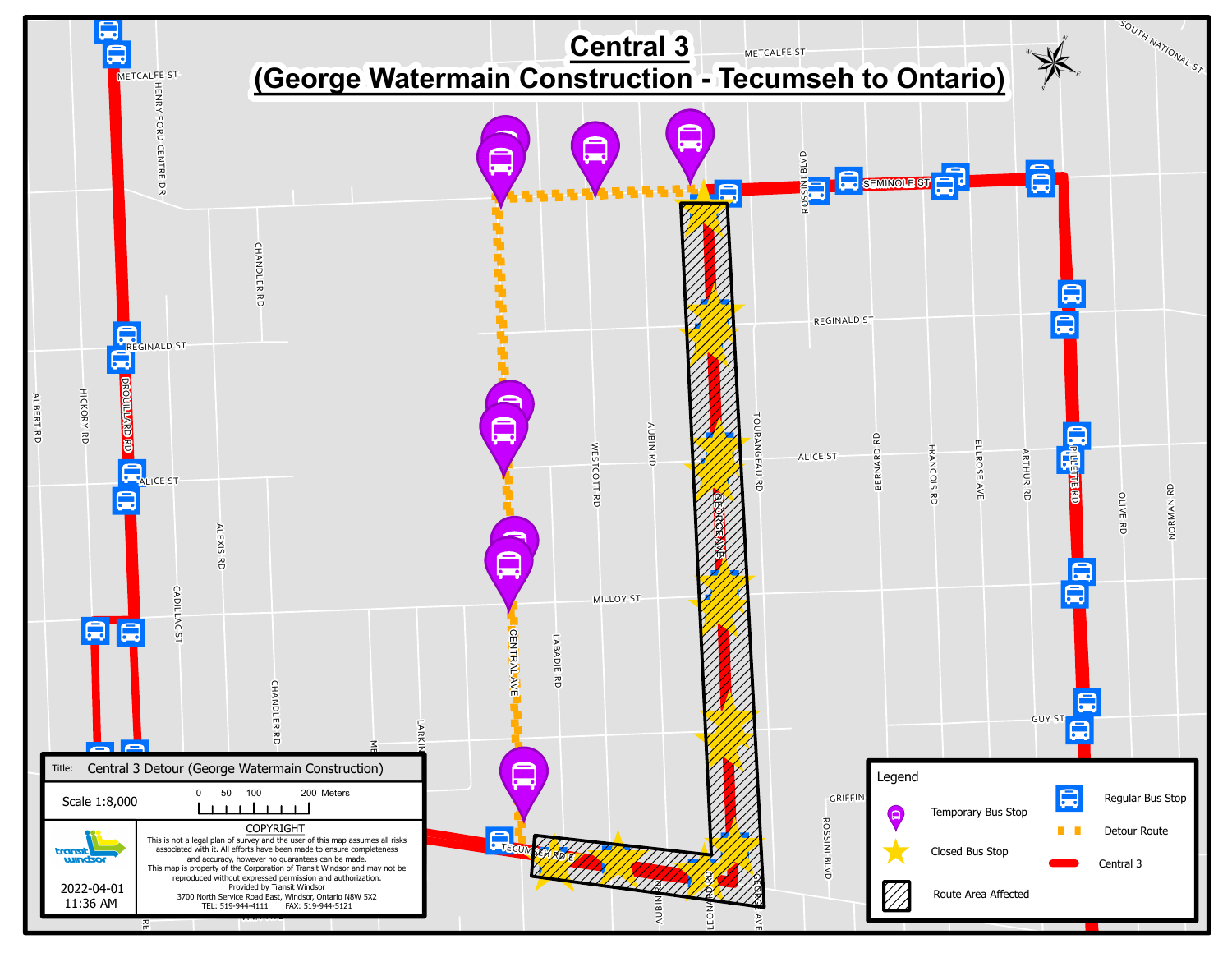# Central 3

## (George Watermain Construction - Tecumseh to Ontario)

Title: Central 3 Detour (George Watermain Construction)

Scale 1:8,000

0 50 100 200 Meters

COPYRIGHT

This is not a legal plan of survey and the user of this map assumes all risks associated with it. All efforts have been made to ensure completeness and accuracy, however no guarantees can be made.

This map is property of the Corporation of Transit Windsor and may not be reproduced without expressed permission and authorization.

Provided by Transit Windsor

3700 North Service Road East, Windsor, Ontario N8W 5X2

TEL: 519-944-4111 FAX: 519-944-5121

2022-04-01

11:36 AM

Legend

- Temporary Bus Stop
- Closed Bus Stop
- Route Area Affected
- Regular Bus Stop
- Detour Route
- Central 3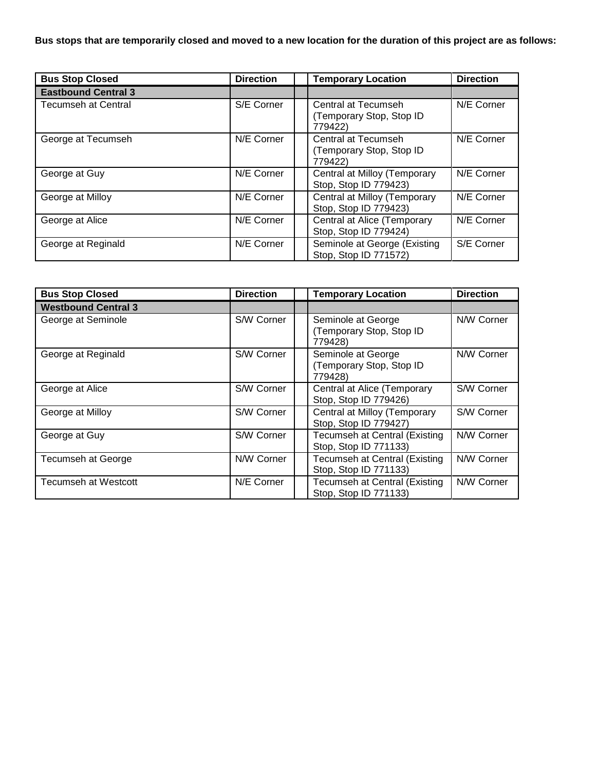**Bus stops that are temporarily closed and moved to a new location for the duration of this project are as follows:**

| Bus Stop Closed | Direction | | Temporary Location | Direction |
|---|---|---|---|---|
| **Eastbound Central 3** | | | | |
| Tecumseh at Central | S/E Corner | | Central at Tecumseh (Temporary Stop, Stop ID 779422) | N/E Corner |
| George at Tecumseh | N/E Corner | | Central at Tecumseh (Temporary Stop, Stop ID 779422) | N/E Corner |
| George at Guy | N/E Corner | | Central at Milloy (Temporary Stop, Stop ID 779423) | N/E Corner |
| George at Milloy | N/E Corner | | Central at Milloy (Temporary Stop, Stop ID 779423) | N/E Corner |
| George at Alice | N/E Corner | | Central at Alice (Temporary Stop, Stop ID 779424) | N/E Corner |
| George at Reginald | N/E Corner | | Seminole at George (Existing Stop, Stop ID 771572) | S/E Corner |

| Bus Stop Closed | Direction | | Temporary Location | Direction |
|---|---|---|---|---|
| **Westbound Central 3** | | | | |
| George at Seminole | S/W Corner | | Seminole at George (Temporary Stop, Stop ID 779428) | N/W Corner |
| George at Reginald | S/W Corner | | Seminole at George (Temporary Stop, Stop ID 779428) | N/W Corner |
| George at Alice | S/W Corner | | Central at Alice (Temporary Stop, Stop ID 779426) | S/W Corner |
| George at Milloy | S/W Corner | | Central at Milloy (Temporary Stop, Stop ID 779427) | S/W Corner |
| George at Guy | S/W Corner | | Tecumseh at Central (Existing Stop, Stop ID 771133) | N/W Corner |
| Tecumseh at George | N/W Corner | | Tecumseh at Central (Existing Stop, Stop ID 771133) | N/W Corner |
| Tecumseh at Westcott | N/E Corner | | Tecumseh at Central (Existing Stop, Stop ID 771133) | N/W Corner |